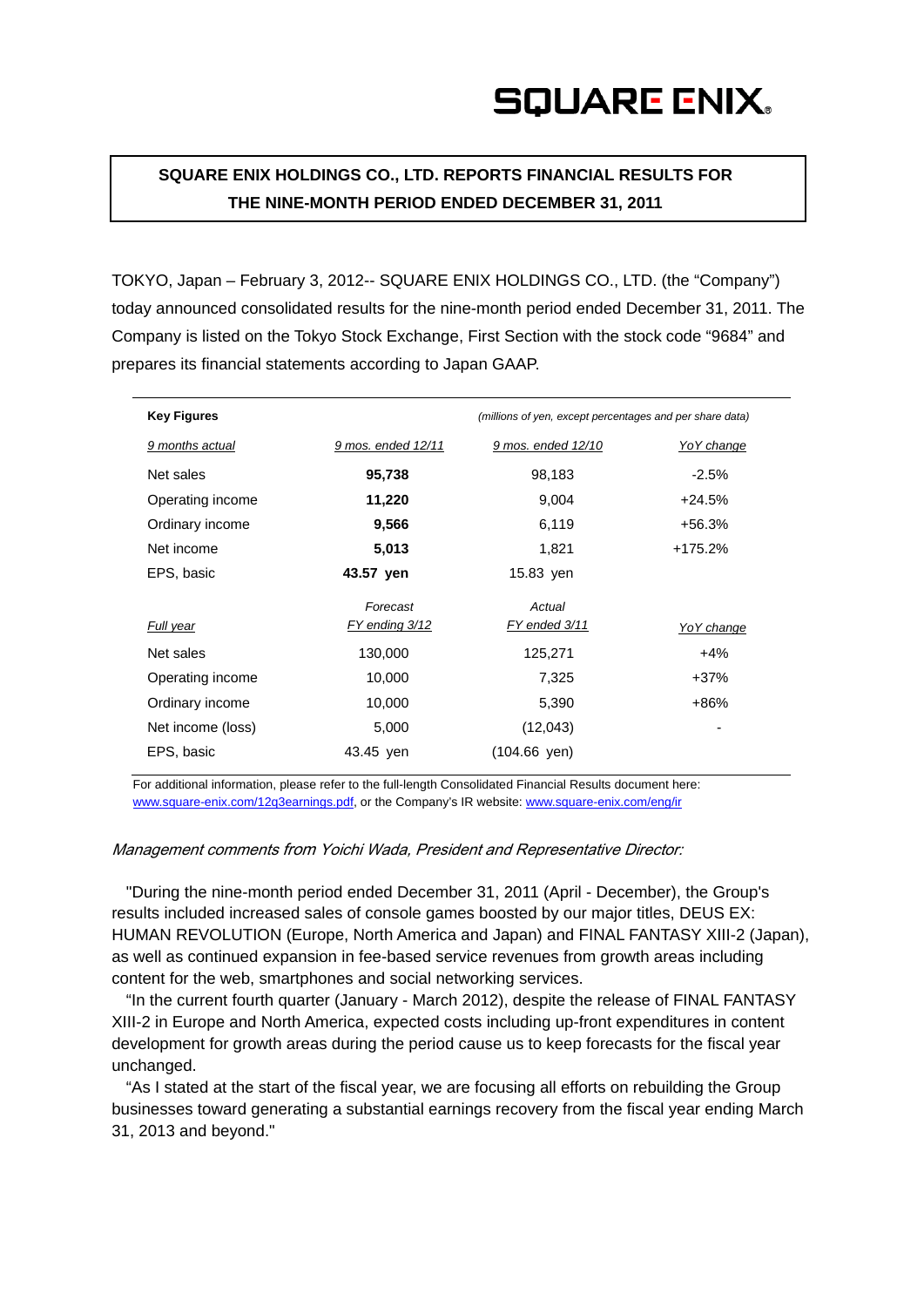SQUARE ENIX.

# SQUARE ENIX HOLDINGS CO., LTD. REPORTS FINANCIAL RESULTS FOR THE NINE-MONTH PERIOD ENDED DECEMBER 31, 2011

TOKYO, Japan – February 3, 2012-- SQUARE ENIX HOLDINGS CO., LTD. (the "Company") today announced consolidated results for the nine-month period ended December 31, 2011. The Company is listed on the Tokyo Stock Exchange, First Section with the stock code "9684" and prepares its financial statements according to Japan GAAP.

| **Key Figures** | | *(millions of yen, except percentages and per share data)* | |
|---|---|---|---|
| *9 months actual* | *9 mos. ended 12/11* | *9 mos. ended 12/10* | *YoY change* |
| Net sales | **95,738** | 98,183 | -2.5% |
| Operating income | **11,220** | 9,004 | +24.5% |
| Ordinary income | **9,566** | 6,119 | +56.3% |
| Net income | **5,013** | 1,821 | +175.2% |
| EPS, basic | **43.57 yen** | 15.83 yen | |
| *Full year* | *Forecast FY ending 3/12* | *Actual FY ended 3/11* | *YoY change* |
| Net sales | 130,000 | 125,271 | +4% |
| Operating income | 10,000 | 7,325 | +37% |
| Ordinary income | 10,000 | 5,390 | +86% |
| Net income (loss) | 5,000 | (12,043) | - |
| EPS, basic | 43.45 yen | (104.66 yen) | |

For additional information, please refer to the full-length Consolidated Financial Results document here: www.square-enix.com/12q3earnings.pdf, or the Company's IR website: www.square-enix.com/eng/ir

*Management comments from Yoichi Wada, President and Representative Director:*

"During the nine-month period ended December 31, 2011 (April - December), the Group's results included increased sales of console games boosted by our major titles, DEUS EX: HUMAN REVOLUTION (Europe, North America and Japan) and FINAL FANTASY XIII-2 (Japan), as well as continued expansion in fee-based service revenues from growth areas including content for the web, smartphones and social networking services.

"In the current fourth quarter (January - March 2012), despite the release of FINAL FANTASY XIII-2 in Europe and North America, expected costs including up-front expenditures in content development for growth areas during the period cause us to keep forecasts for the fiscal year unchanged.

"As I stated at the start of the fiscal year, we are focusing all efforts on rebuilding the Group businesses toward generating a substantial earnings recovery from the fiscal year ending March 31, 2013 and beyond."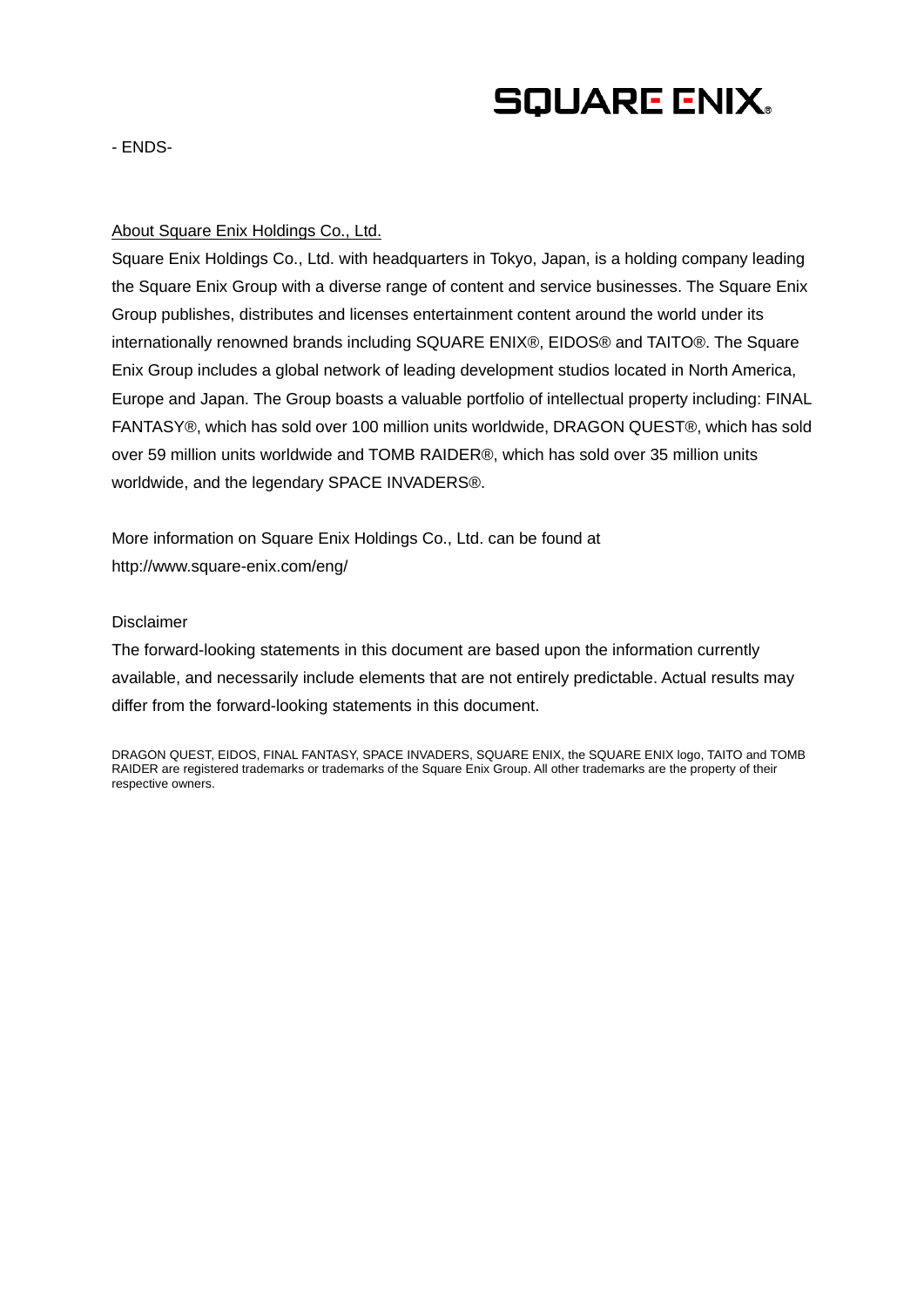- ENDS-

About Square Enix Holdings Co., Ltd.

Square Enix Holdings Co., Ltd. with headquarters in Tokyo, Japan, is a holding company leading the Square Enix Group with a diverse range of content and service businesses. The Square Enix Group publishes, distributes and licenses entertainment content around the world under its internationally renowned brands including SQUARE ENIX®, EIDOS® and TAITO®. The Square Enix Group includes a global network of leading development studios located in North America, Europe and Japan. The Group boasts a valuable portfolio of intellectual property including: FINAL FANTASY®, which has sold over 100 million units worldwide, DRAGON QUEST®, which has sold over 59 million units worldwide and TOMB RAIDER®, which has sold over 35 million units worldwide, and the legendary SPACE INVADERS®.

More information on Square Enix Holdings Co., Ltd. can be found at http://www.square-enix.com/eng/

Disclaimer

The forward-looking statements in this document are based upon the information currently available, and necessarily include elements that are not entirely predictable. Actual results may differ from the forward-looking statements in this document.

DRAGON QUEST, EIDOS, FINAL FANTASY, SPACE INVADERS, SQUARE ENIX, the SQUARE ENIX logo, TAITO and TOMB RAIDER are registered trademarks or trademarks of the Square Enix Group. All other trademarks are the property of their respective owners.